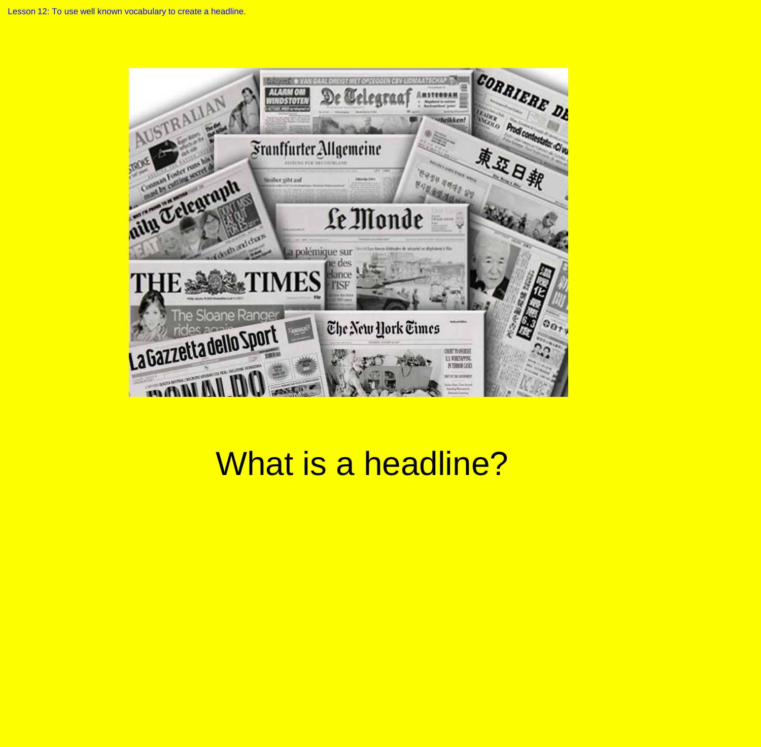Lesson 12: To use well known vocabulary to create a headline.

# What is a headline?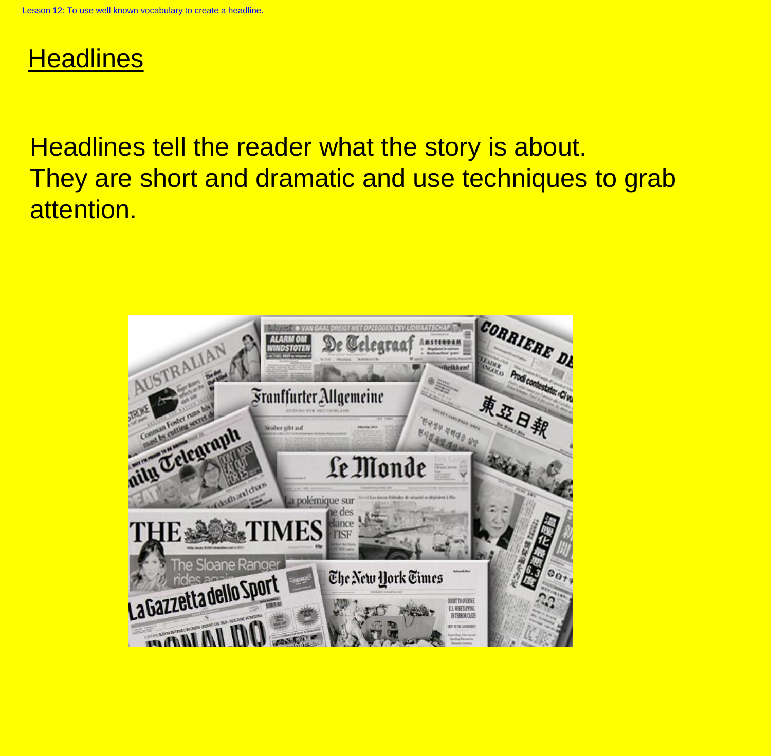Lesson 12: To use well known vocabulary to create a headline.

# Headlines

Headlines tell the reader what the story is about.
They are short and dramatic and use techniques to grab attention.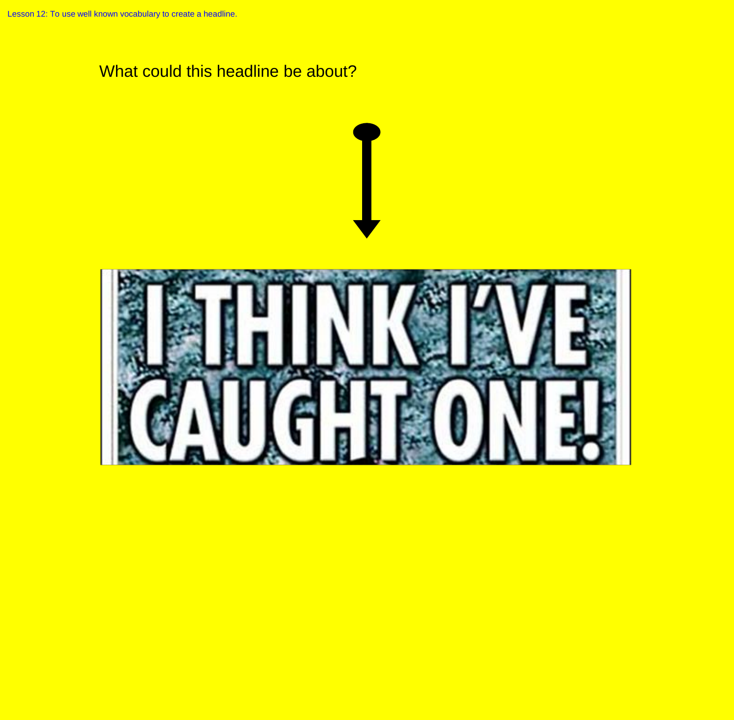Lesson 12: To use well known vocabulary to create a headline.

What could this headline be about?

I THINK I'VE CAUGHT ONE!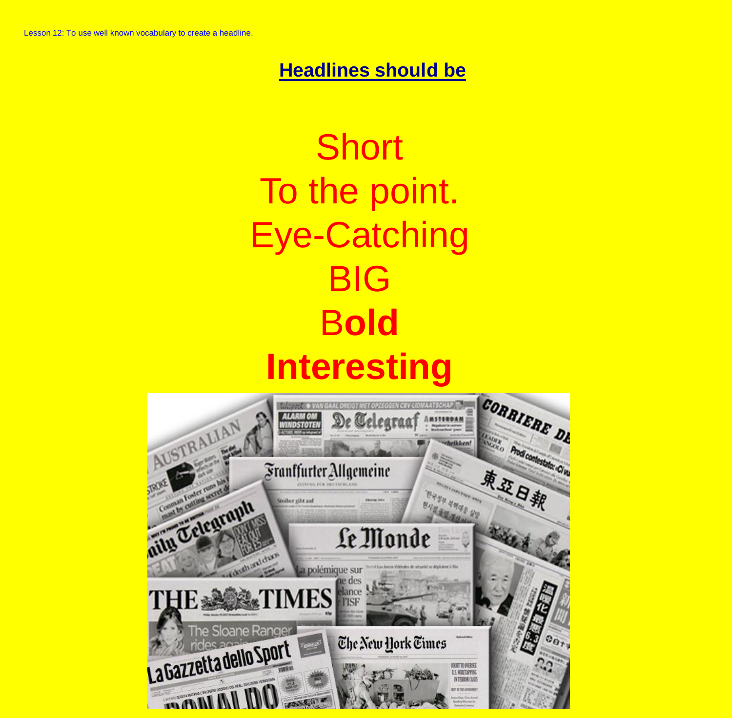Lesson 12: To use well known vocabulary to create a headline.

## Headlines should be

Short

To the point.

Eye-Catching

BIG

B**old**

**Interesting**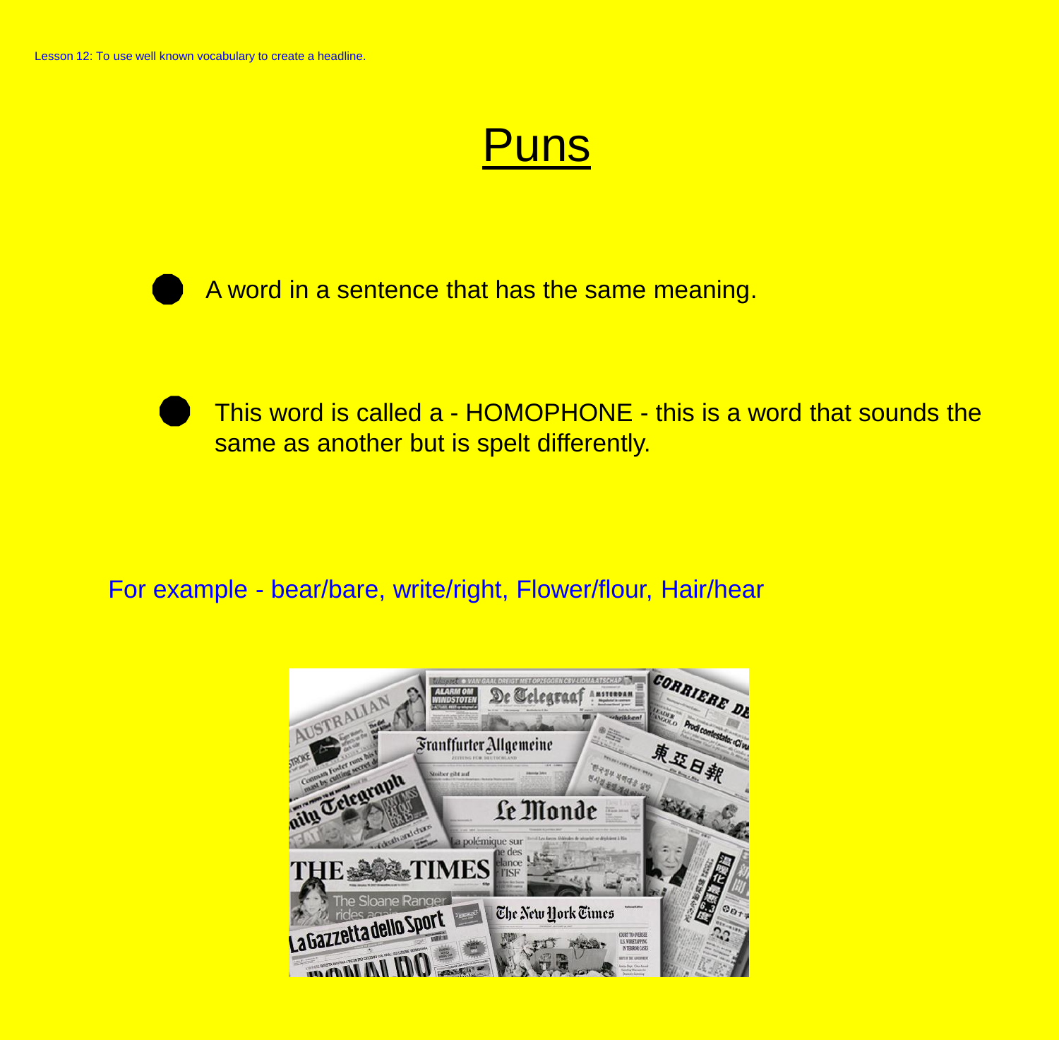Lesson 12: To use well known vocabulary to create a headline.

# Puns

- A word in a sentence that has the same meaning.

- This word is called a - HOMOPHONE - this is a word that sounds the same as another but is spelt differently.

For example - bear/bare, write/right, Flower/flour, Hair/hear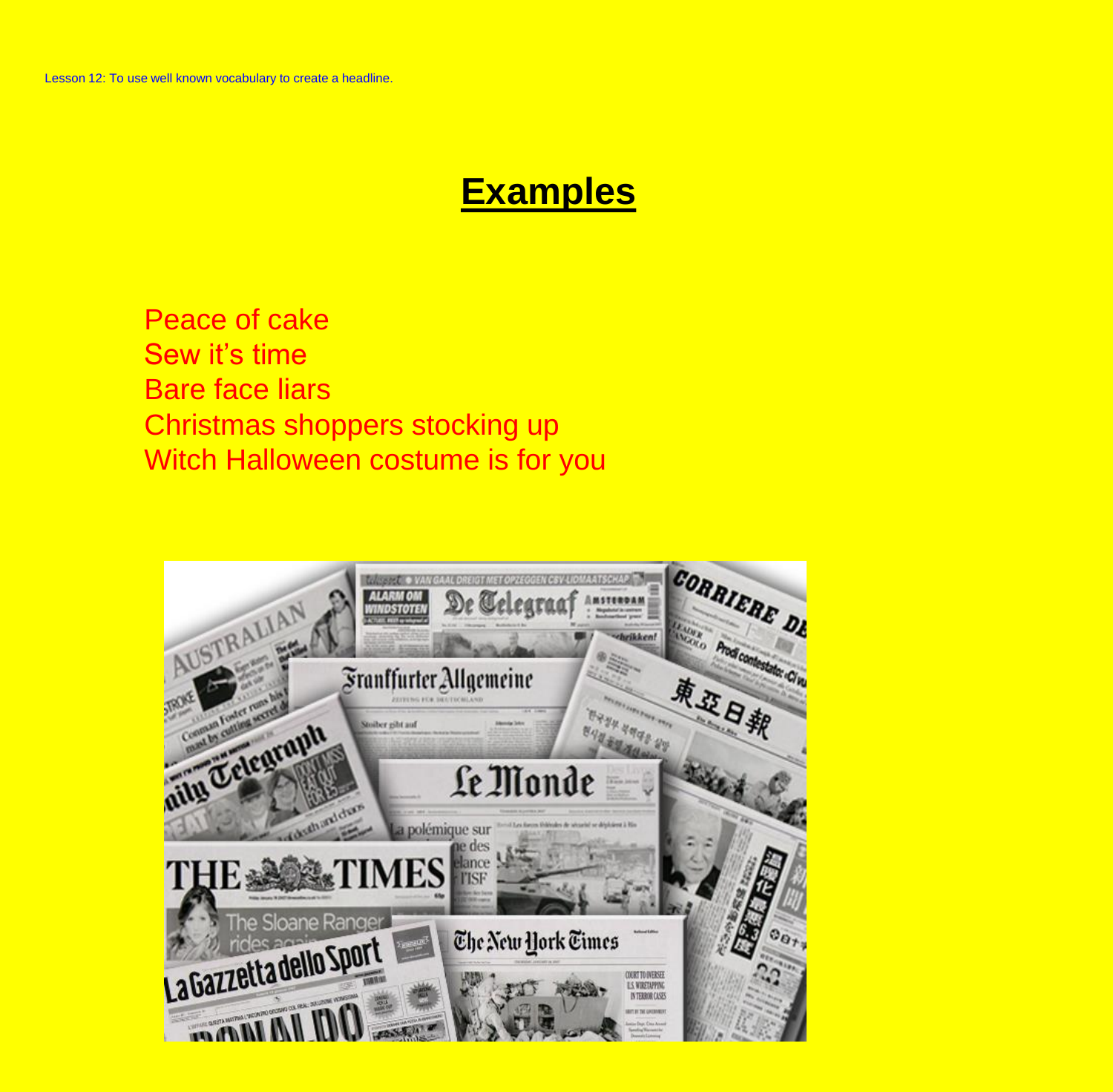Lesson 12: To use well known vocabulary to create a headline.

# Examples

Peace of cake
Sew it's time
Bare face liars
Christmas shoppers stocking up
Witch Halloween costume is for you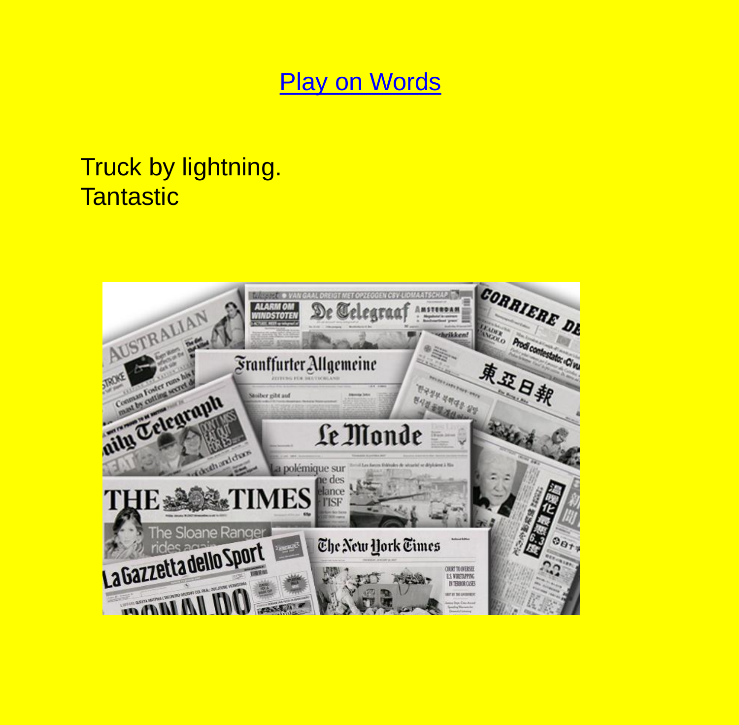[Play on Words]

Truck by lightning.
Tantastic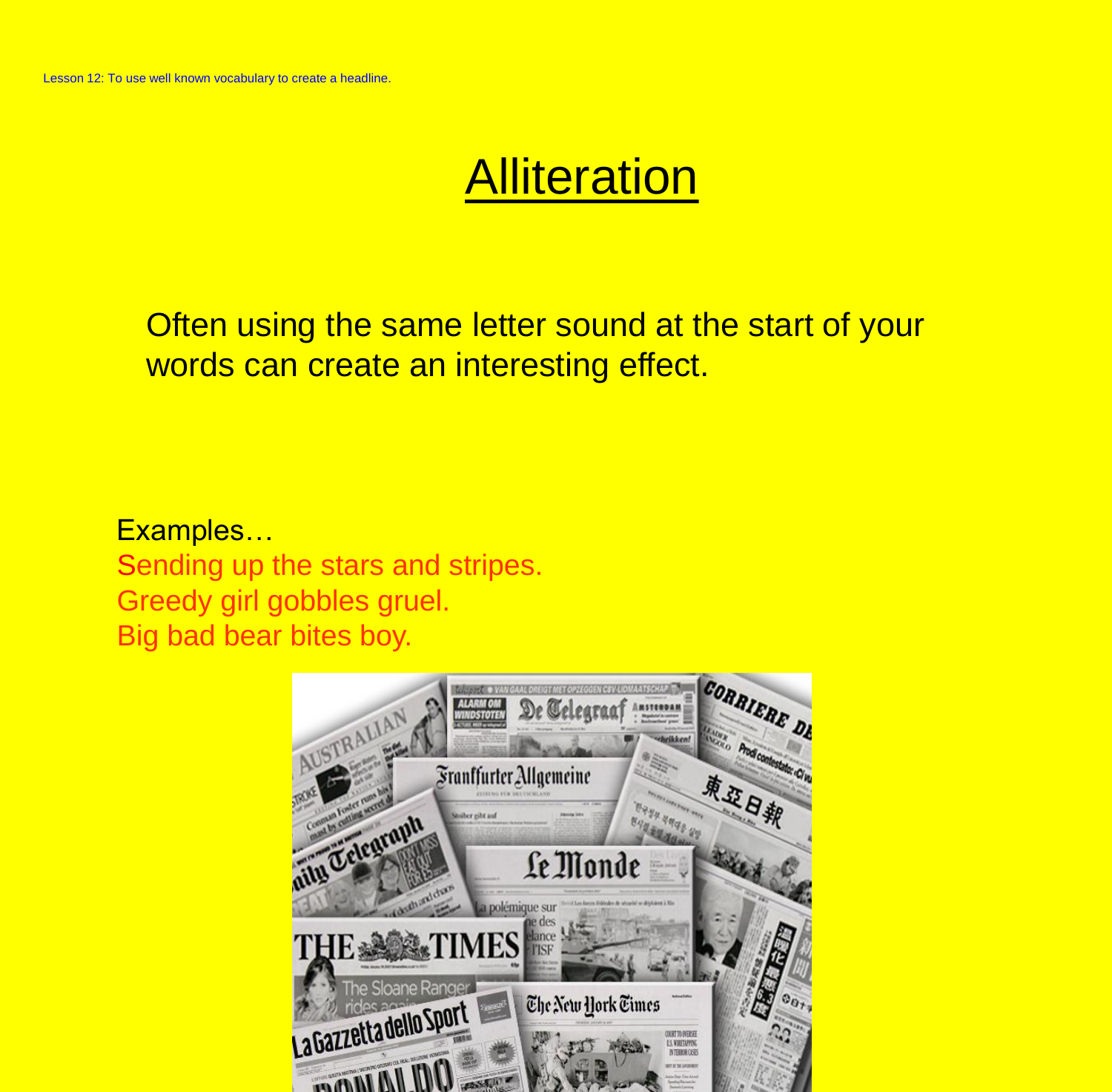Lesson 12: To use well known vocabulary to create a headline.

# Alliteration

Often using the same letter sound at the start of your words can create an interesting effect.

Examples…

Sending up the stars and stripes.
Greedy girl gobbles gruel.
Big bad bear bites boy.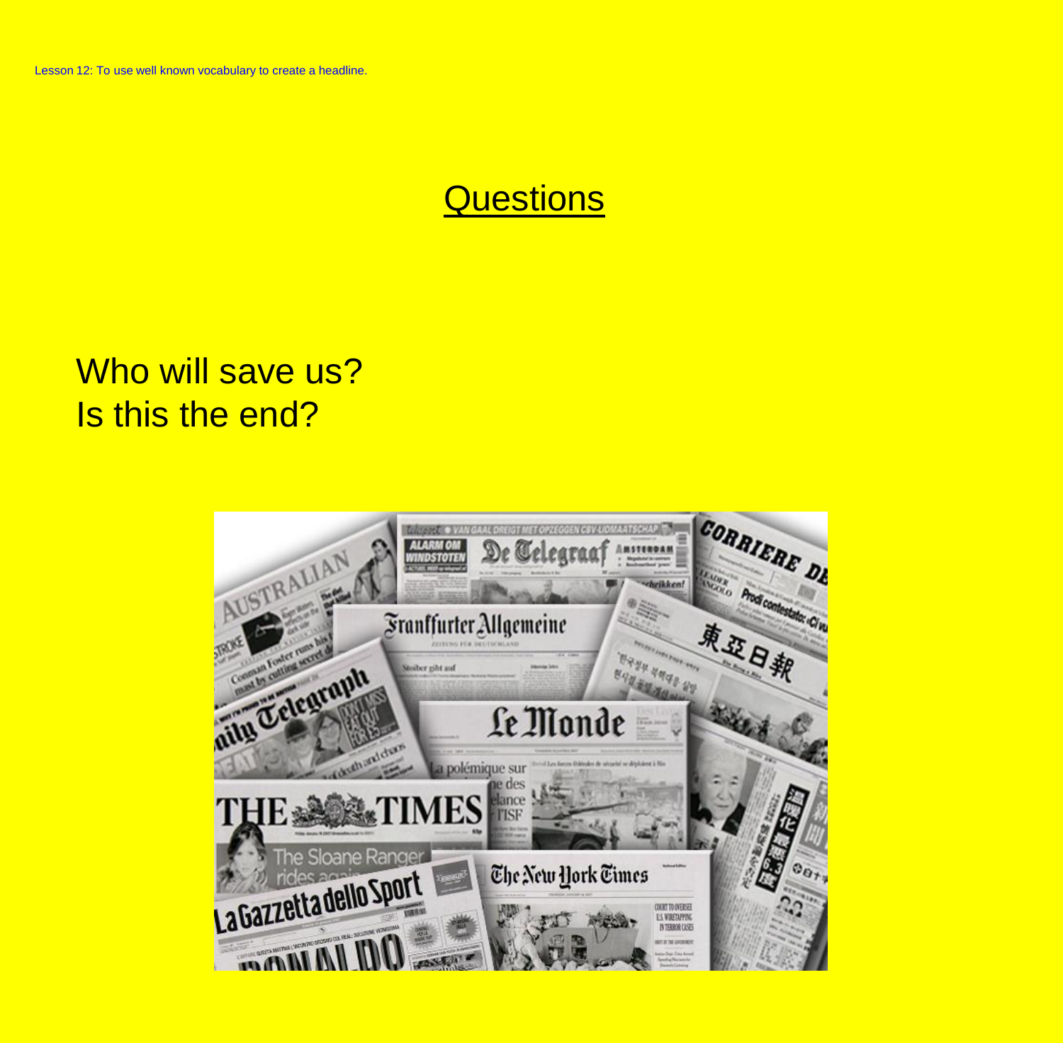Lesson 12: To use well known vocabulary to create a headline.

# Questions

Who will save us?
Is this the end?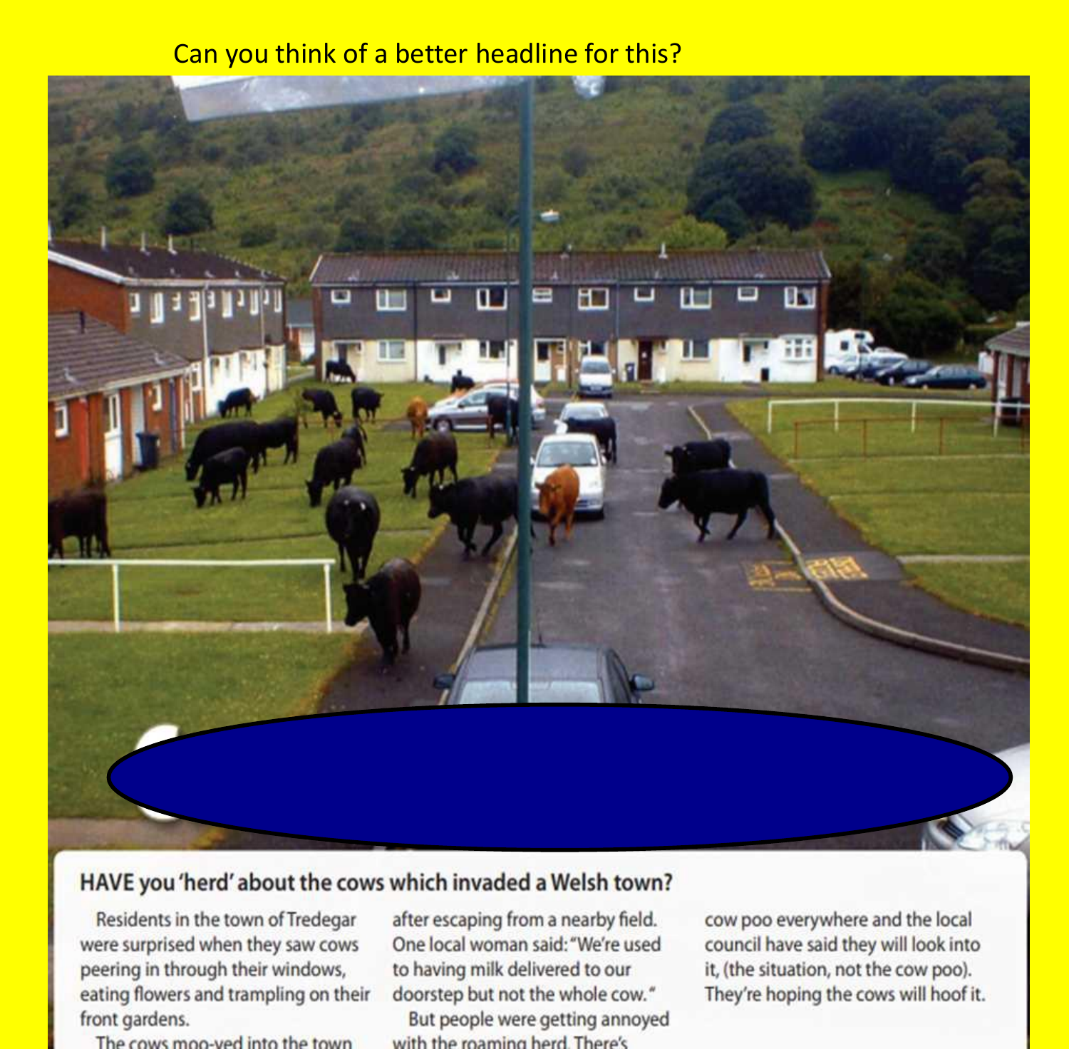Can you think of a better headline for this?

**HAVE you 'herd' about the cows which invaded a Welsh town?**

Residents in the town of Tredegar were surprised when they saw cows peering in through their windows, eating flowers and trampling on their front gardens.

The cows moo-ved into the town after escaping from a nearby field. One local woman said: "We're used to having milk delivered to our doorstep but not the whole cow."

But people were getting annoyed with the roaming herd. There's cow poo everywhere and the local council have said they will look into it, (the situation, not the cow poo). They're hoping the cows will hoof it.